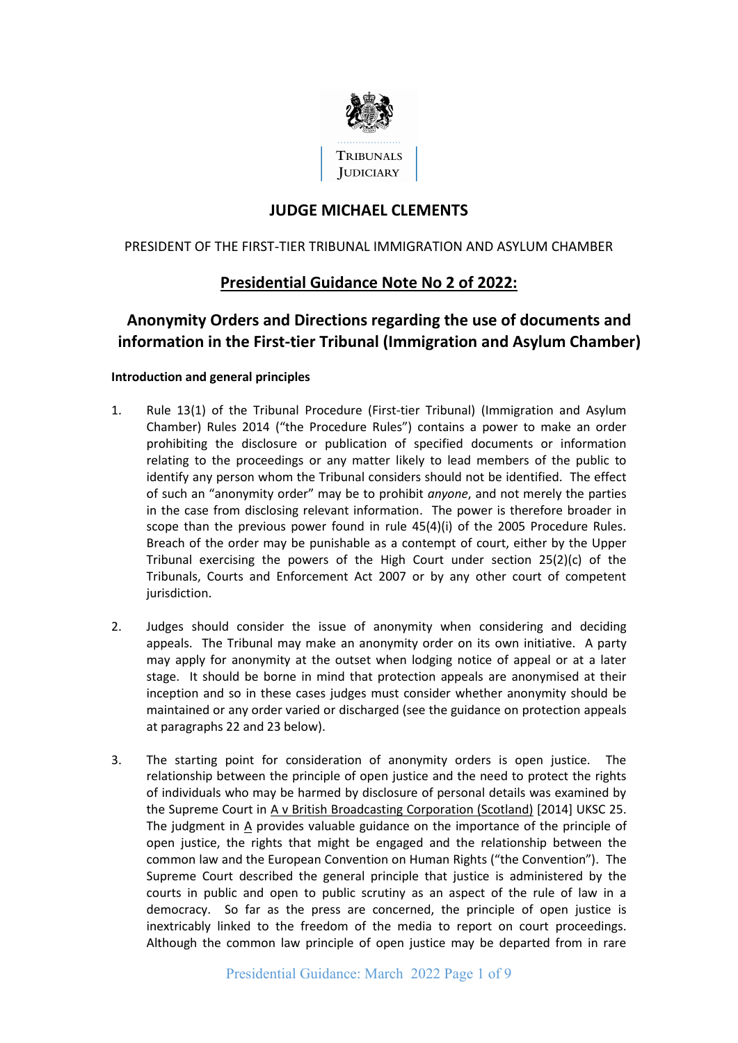TRIBUNALS JUDICIARY

# JUDGE MICHAEL CLEMENTS

PRESIDENT OF THE FIRST-TIER TRIBUNAL IMMIGRATION AND ASYLUM CHAMBER

## Presidential Guidance Note No 2 of 2022:

## Anonymity Orders and Directions regarding the use of documents and information in the First-tier Tribunal (Immigration and Asylum Chamber)

**Introduction and general principles**

1. Rule 13(1) of the Tribunal Procedure (First-tier Tribunal) (Immigration and Asylum Chamber) Rules 2014 ("the Procedure Rules") contains a power to make an order prohibiting the disclosure or publication of specified documents or information relating to the proceedings or any matter likely to lead members of the public to identify any person whom the Tribunal considers should not be identified. The effect of such an "anonymity order" may be to prohibit *anyone*, and not merely the parties in the case from disclosing relevant information. The power is therefore broader in scope than the previous power found in rule 45(4)(i) of the 2005 Procedure Rules. Breach of the order may be punishable as a contempt of court, either by the Upper Tribunal exercising the powers of the High Court under section 25(2)(c) of the Tribunals, Courts and Enforcement Act 2007 or by any other court of competent jurisdiction.

2. Judges should consider the issue of anonymity when considering and deciding appeals. The Tribunal may make an anonymity order on its own initiative. A party may apply for anonymity at the outset when lodging notice of appeal or at a later stage. It should be borne in mind that protection appeals are anonymised at their inception and so in these cases judges must consider whether anonymity should be maintained or any order varied or discharged (see the guidance on protection appeals at paragraphs 22 and 23 below).

3. The starting point for consideration of anonymity orders is open justice. The relationship between the principle of open justice and the need to protect the rights of individuals who may be harmed by disclosure of personal details was examined by the Supreme Court in A v British Broadcasting Corporation (Scotland) [2014] UKSC 25. The judgment in A provides valuable guidance on the importance of the principle of open justice, the rights that might be engaged and the relationship between the common law and the European Convention on Human Rights ("the Convention"). The Supreme Court described the general principle that justice is administered by the courts in public and open to public scrutiny as an aspect of the rule of law in a democracy. So far as the press are concerned, the principle of open justice is inextricably linked to the freedom of the media to report on court proceedings. Although the common law principle of open justice may be departed from in rare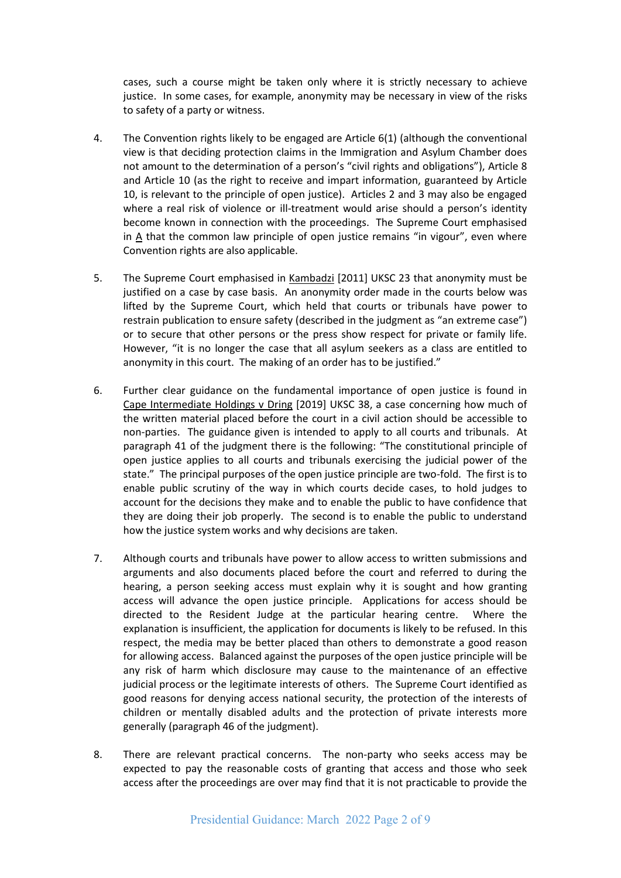cases, such a course might be taken only where it is strictly necessary to achieve justice. In some cases, for example, anonymity may be necessary in view of the risks to safety of a party or witness.

4. The Convention rights likely to be engaged are Article 6(1) (although the conventional view is that deciding protection claims in the Immigration and Asylum Chamber does not amount to the determination of a person's "civil rights and obligations"), Article 8 and Article 10 (as the right to receive and impart information, guaranteed by Article 10, is relevant to the principle of open justice). Articles 2 and 3 may also be engaged where a real risk of violence or ill-treatment would arise should a person's identity become known in connection with the proceedings. The Supreme Court emphasised in A that the common law principle of open justice remains "in vigour", even where Convention rights are also applicable.

5. The Supreme Court emphasised in Kambadzi [2011] UKSC 23 that anonymity must be justified on a case by case basis. An anonymity order made in the courts below was lifted by the Supreme Court, which held that courts or tribunals have power to restrain publication to ensure safety (described in the judgment as "an extreme case") or to secure that other persons or the press show respect for private or family life. However, "it is no longer the case that all asylum seekers as a class are entitled to anonymity in this court. The making of an order has to be justified."

6. Further clear guidance on the fundamental importance of open justice is found in Cape Intermediate Holdings v Dring [2019] UKSC 38, a case concerning how much of the written material placed before the court in a civil action should be accessible to non-parties. The guidance given is intended to apply to all courts and tribunals. At paragraph 41 of the judgment there is the following: "The constitutional principle of open justice applies to all courts and tribunals exercising the judicial power of the state." The principal purposes of the open justice principle are two-fold. The first is to enable public scrutiny of the way in which courts decide cases, to hold judges to account for the decisions they make and to enable the public to have confidence that they are doing their job properly. The second is to enable the public to understand how the justice system works and why decisions are taken.

7. Although courts and tribunals have power to allow access to written submissions and arguments and also documents placed before the court and referred to during the hearing, a person seeking access must explain why it is sought and how granting access will advance the open justice principle. Applications for access should be directed to the Resident Judge at the particular hearing centre. Where the explanation is insufficient, the application for documents is likely to be refused. In this respect, the media may be better placed than others to demonstrate a good reason for allowing access. Balanced against the purposes of the open justice principle will be any risk of harm which disclosure may cause to the maintenance of an effective judicial process or the legitimate interests of others. The Supreme Court identified as good reasons for denying access national security, the protection of the interests of children or mentally disabled adults and the protection of private interests more generally (paragraph 46 of the judgment).

8. There are relevant practical concerns. The non-party who seeks access may be expected to pay the reasonable costs of granting that access and those who seek access after the proceedings are over may find that it is not practicable to provide the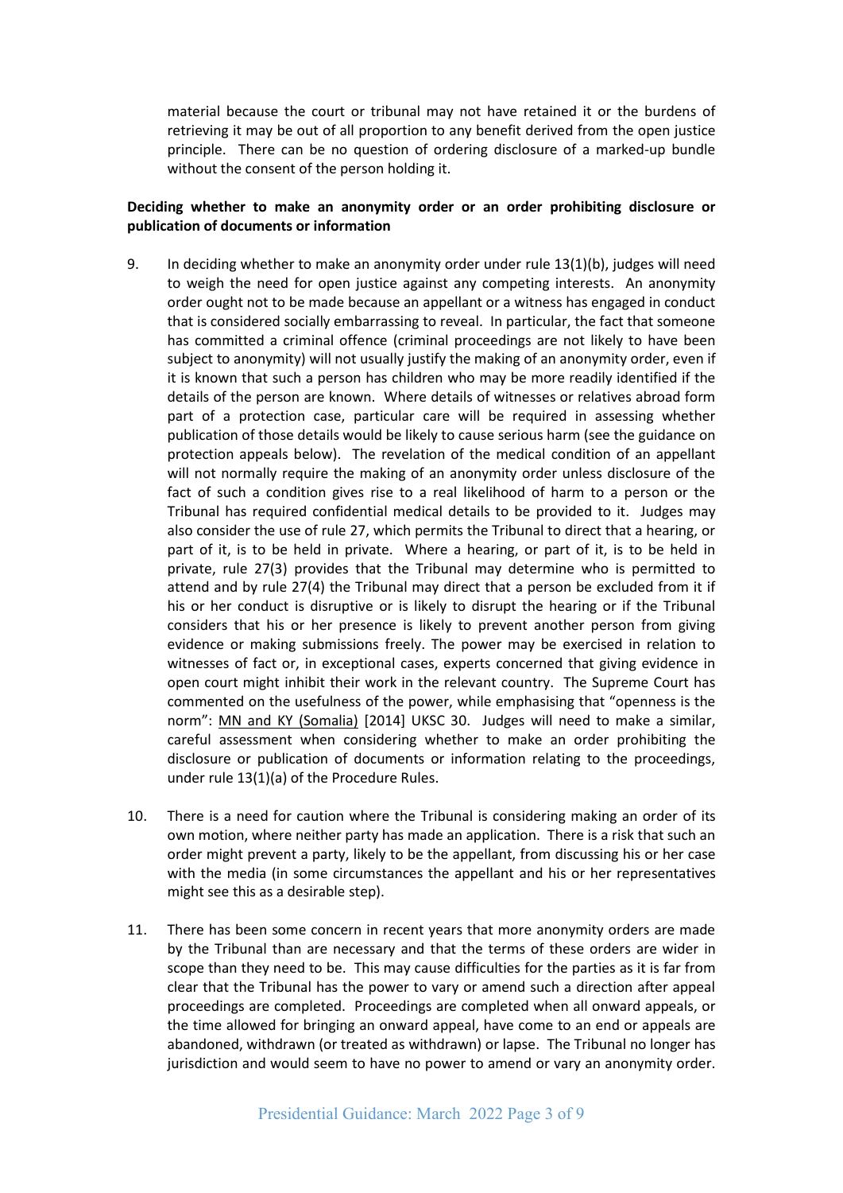material because the court or tribunal may not have retained it or the burdens of retrieving it may be out of all proportion to any benefit derived from the open justice principle. There can be no question of ordering disclosure of a marked-up bundle without the consent of the person holding it.

**Deciding whether to make an anonymity order or an order prohibiting disclosure or publication of documents or information**

9. In deciding whether to make an anonymity order under rule 13(1)(b), judges will need to weigh the need for open justice against any competing interests. An anonymity order ought not to be made because an appellant or a witness has engaged in conduct that is considered socially embarrassing to reveal. In particular, the fact that someone has committed a criminal offence (criminal proceedings are not likely to have been subject to anonymity) will not usually justify the making of an anonymity order, even if it is known that such a person has children who may be more readily identified if the details of the person are known. Where details of witnesses or relatives abroad form part of a protection case, particular care will be required in assessing whether publication of those details would be likely to cause serious harm (see the guidance on protection appeals below). The revelation of the medical condition of an appellant will not normally require the making of an anonymity order unless disclosure of the fact of such a condition gives rise to a real likelihood of harm to a person or the Tribunal has required confidential medical details to be provided to it. Judges may also consider the use of rule 27, which permits the Tribunal to direct that a hearing, or part of it, is to be held in private. Where a hearing, or part of it, is to be held in private, rule 27(3) provides that the Tribunal may determine who is permitted to attend and by rule 27(4) the Tribunal may direct that a person be excluded from it if his or her conduct is disruptive or is likely to disrupt the hearing or if the Tribunal considers that his or her presence is likely to prevent another person from giving evidence or making submissions freely. The power may be exercised in relation to witnesses of fact or, in exceptional cases, experts concerned that giving evidence in open court might inhibit their work in the relevant country. The Supreme Court has commented on the usefulness of the power, while emphasising that "openness is the norm": MN and KY (Somalia) [2014] UKSC 30. Judges will need to make a similar, careful assessment when considering whether to make an order prohibiting the disclosure or publication of documents or information relating to the proceedings, under rule 13(1)(a) of the Procedure Rules.

10. There is a need for caution where the Tribunal is considering making an order of its own motion, where neither party has made an application. There is a risk that such an order might prevent a party, likely to be the appellant, from discussing his or her case with the media (in some circumstances the appellant and his or her representatives might see this as a desirable step).

11. There has been some concern in recent years that more anonymity orders are made by the Tribunal than are necessary and that the terms of these orders are wider in scope than they need to be. This may cause difficulties for the parties as it is far from clear that the Tribunal has the power to vary or amend such a direction after appeal proceedings are completed. Proceedings are completed when all onward appeals, or the time allowed for bringing an onward appeal, have come to an end or appeals are abandoned, withdrawn (or treated as withdrawn) or lapse. The Tribunal no longer has jurisdiction and would seem to have no power to amend or vary an anonymity order.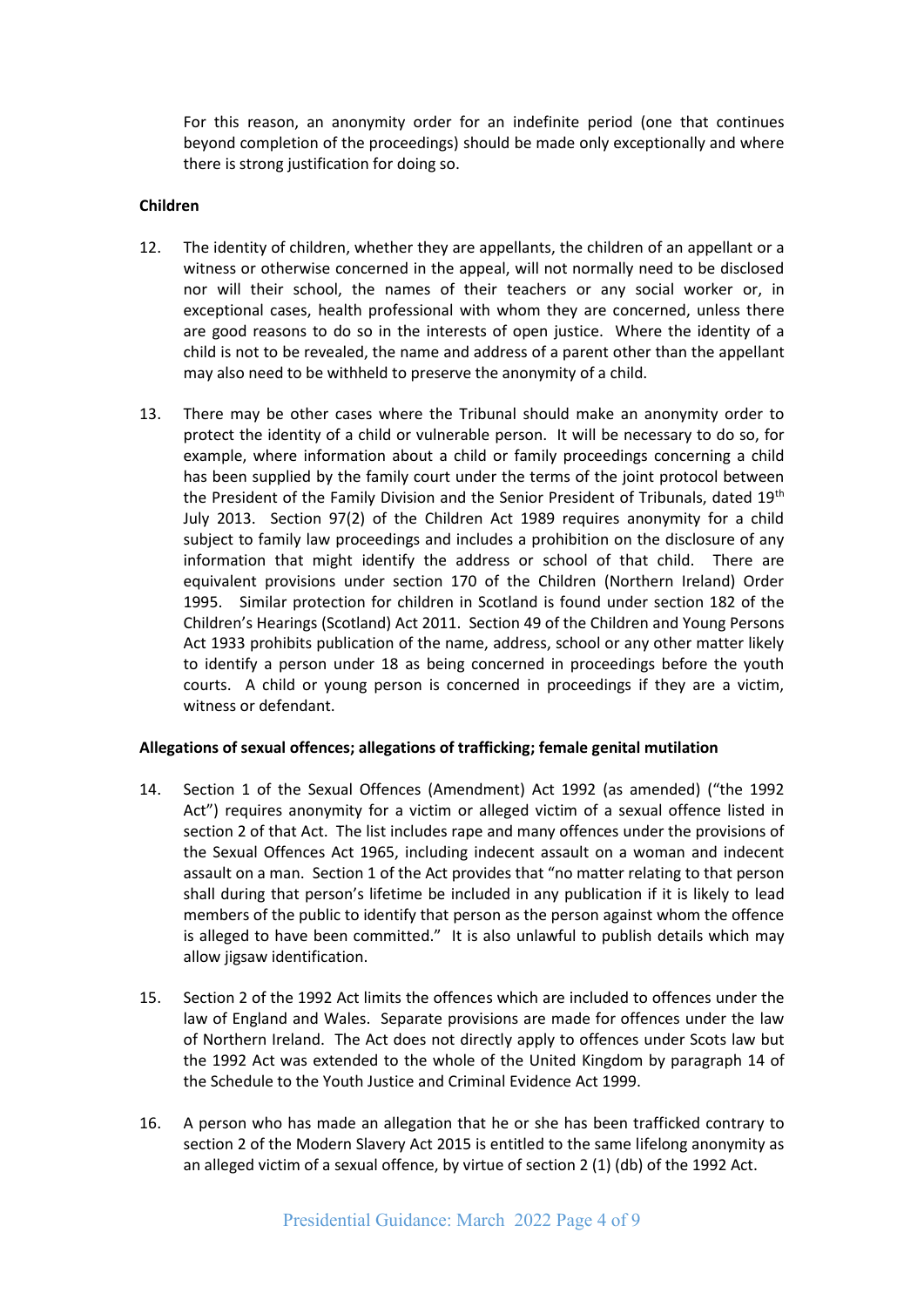For this reason, an anonymity order for an indefinite period (one that continues beyond completion of the proceedings) should be made only exceptionally and where there is strong justification for doing so.

**Children**

12. The identity of children, whether they are appellants, the children of an appellant or a witness or otherwise concerned in the appeal, will not normally need to be disclosed nor will their school, the names of their teachers or any social worker or, in exceptional cases, health professional with whom they are concerned, unless there are good reasons to do so in the interests of open justice. Where the identity of a child is not to be revealed, the name and address of a parent other than the appellant may also need to be withheld to preserve the anonymity of a child.

13. There may be other cases where the Tribunal should make an anonymity order to protect the identity of a child or vulnerable person. It will be necessary to do so, for example, where information about a child or family proceedings concerning a child has been supplied by the family court under the terms of the joint protocol between the President of the Family Division and the Senior President of Tribunals, dated 19th July 2013. Section 97(2) of the Children Act 1989 requires anonymity for a child subject to family law proceedings and includes a prohibition on the disclosure of any information that might identify the address or school of that child. There are equivalent provisions under section 170 of the Children (Northern Ireland) Order 1995. Similar protection for children in Scotland is found under section 182 of the Children's Hearings (Scotland) Act 2011. Section 49 of the Children and Young Persons Act 1933 prohibits publication of the name, address, school or any other matter likely to identify a person under 18 as being concerned in proceedings before the youth courts. A child or young person is concerned in proceedings if they are a victim, witness or defendant.

**Allegations of sexual offences; allegations of trafficking; female genital mutilation**

14. Section 1 of the Sexual Offences (Amendment) Act 1992 (as amended) ("the 1992 Act") requires anonymity for a victim or alleged victim of a sexual offence listed in section 2 of that Act. The list includes rape and many offences under the provisions of the Sexual Offences Act 1965, including indecent assault on a woman and indecent assault on a man. Section 1 of the Act provides that "no matter relating to that person shall during that person's lifetime be included in any publication if it is likely to lead members of the public to identify that person as the person against whom the offence is alleged to have been committed." It is also unlawful to publish details which may allow jigsaw identification.

15. Section 2 of the 1992 Act limits the offences which are included to offences under the law of England and Wales. Separate provisions are made for offences under the law of Northern Ireland. The Act does not directly apply to offences under Scots law but the 1992 Act was extended to the whole of the United Kingdom by paragraph 14 of the Schedule to the Youth Justice and Criminal Evidence Act 1999.

16. A person who has made an allegation that he or she has been trafficked contrary to section 2 of the Modern Slavery Act 2015 is entitled to the same lifelong anonymity as an alleged victim of a sexual offence, by virtue of section 2 (1) (db) of the 1992 Act.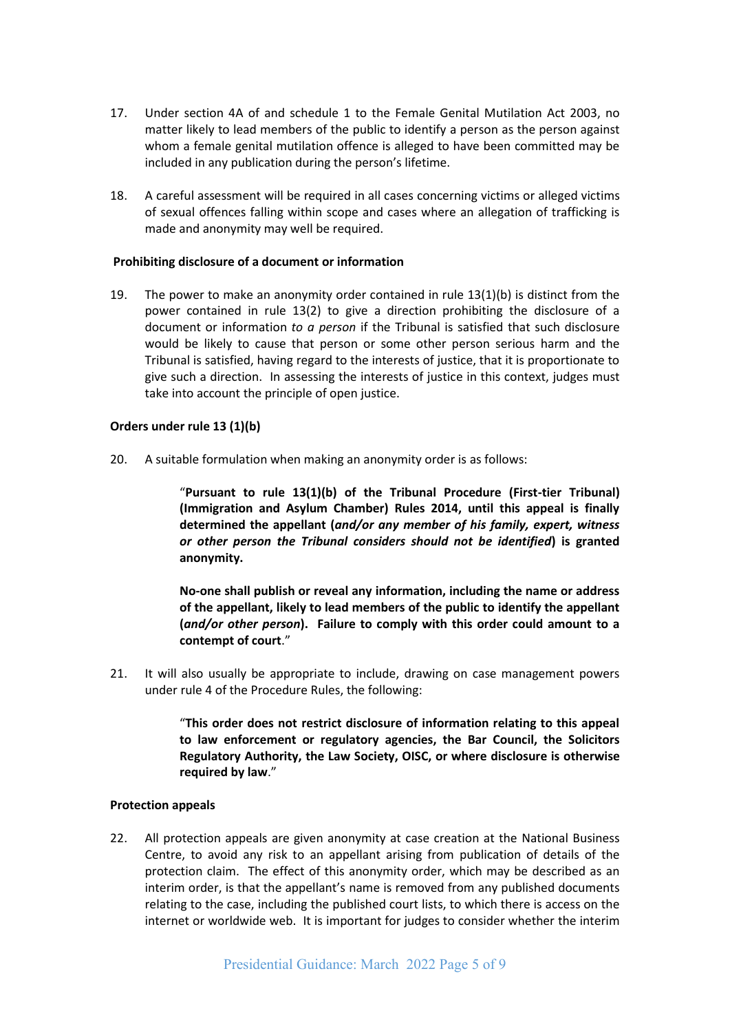17. Under section 4A of and schedule 1 to the Female Genital Mutilation Act 2003, no matter likely to lead members of the public to identify a person as the person against whom a female genital mutilation offence is alleged to have been committed may be included in any publication during the person's lifetime.

18. A careful assessment will be required in all cases concerning victims or alleged victims of sexual offences falling within scope and cases where an allegation of trafficking is made and anonymity may well be required.

### Prohibiting disclosure of a document or information

19. The power to make an anonymity order contained in rule 13(1)(b) is distinct from the power contained in rule 13(2) to give a direction prohibiting the disclosure of a document or information *to a person* if the Tribunal is satisfied that such disclosure would be likely to cause that person or some other person serious harm and the Tribunal is satisfied, having regard to the interests of justice, that it is proportionate to give such a direction. In assessing the interests of justice in this context, judges must take into account the principle of open justice.

### Orders under rule 13 (1)(b)

20. A suitable formulation when making an anonymity order is as follows:

> "**Pursuant to rule 13(1)(b) of the Tribunal Procedure (First-tier Tribunal) (Immigration and Asylum Chamber) Rules 2014, until this appeal is finally determined the appellant (*and/or any member of his family, expert, witness or other person the Tribunal considers should not be identified*) is granted anonymity.**
>
> **No-one shall publish or reveal any information, including the name or address of the appellant, likely to lead members of the public to identify the appellant (*and/or other person*). Failure to comply with this order could amount to a contempt of court**."

21. It will also usually be appropriate to include, drawing on case management powers under rule 4 of the Procedure Rules, the following:

> "**This order does not restrict disclosure of information relating to this appeal to law enforcement or regulatory agencies, the Bar Council, the Solicitors Regulatory Authority, the Law Society, OISC, or where disclosure is otherwise required by law**."

### Protection appeals

22. All protection appeals are given anonymity at case creation at the National Business Centre, to avoid any risk to an appellant arising from publication of details of the protection claim. The effect of this anonymity order, which may be described as an interim order, is that the appellant's name is removed from any published documents relating to the case, including the published court lists, to which there is access on the internet or worldwide web. It is important for judges to consider whether the interim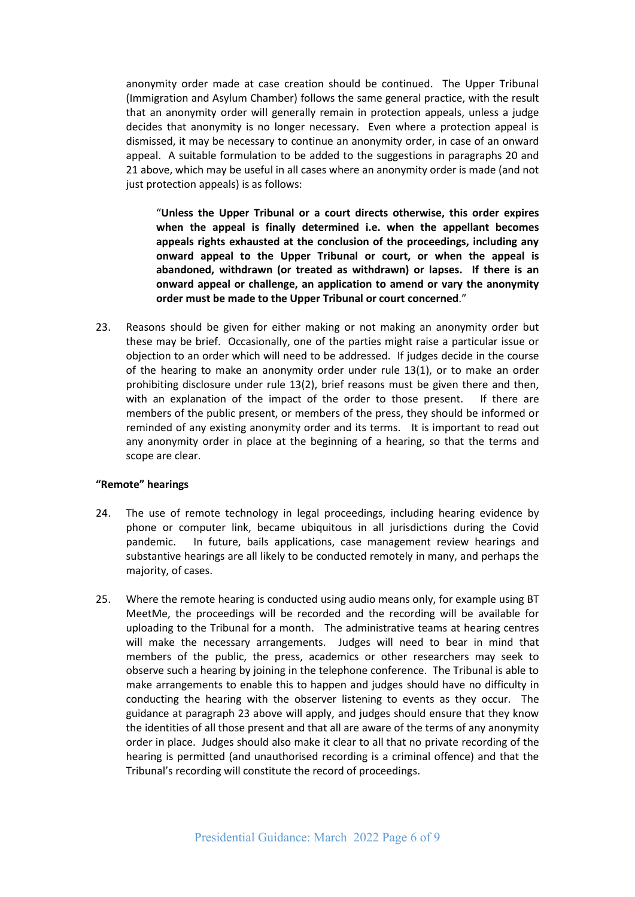anonymity order made at case creation should be continued. The Upper Tribunal (Immigration and Asylum Chamber) follows the same general practice, with the result that an anonymity order will generally remain in protection appeals, unless a judge decides that anonymity is no longer necessary. Even where a protection appeal is dismissed, it may be necessary to continue an anonymity order, in case of an onward appeal. A suitable formulation to be added to the suggestions in paragraphs 20 and 21 above, which may be useful in all cases where an anonymity order is made (and not just protection appeals) is as follows:

> "**Unless the Upper Tribunal or a court directs otherwise, this order expires when the appeal is finally determined i.e. when the appellant becomes appeals rights exhausted at the conclusion of the proceedings, including any onward appeal to the Upper Tribunal or court, or when the appeal is abandoned, withdrawn (or treated as withdrawn) or lapses. If there is an onward appeal or challenge, an application to amend or vary the anonymity order must be made to the Upper Tribunal or court concerned**."

23. Reasons should be given for either making or not making an anonymity order but these may be brief. Occasionally, one of the parties might raise a particular issue or objection to an order which will need to be addressed. If judges decide in the course of the hearing to make an anonymity order under rule 13(1), or to make an order prohibiting disclosure under rule 13(2), brief reasons must be given there and then, with an explanation of the impact of the order to those present. If there are members of the public present, or members of the press, they should be informed or reminded of any existing anonymity order and its terms. It is important to read out any anonymity order in place at the beginning of a hearing, so that the terms and scope are clear.

**"Remote" hearings**

24. The use of remote technology in legal proceedings, including hearing evidence by phone or computer link, became ubiquitous in all jurisdictions during the Covid pandemic. In future, bails applications, case management review hearings and substantive hearings are all likely to be conducted remotely in many, and perhaps the majority, of cases.

25. Where the remote hearing is conducted using audio means only, for example using BT MeetMe, the proceedings will be recorded and the recording will be available for uploading to the Tribunal for a month. The administrative teams at hearing centres will make the necessary arrangements. Judges will need to bear in mind that members of the public, the press, academics or other researchers may seek to observe such a hearing by joining in the telephone conference. The Tribunal is able to make arrangements to enable this to happen and judges should have no difficulty in conducting the hearing with the observer listening to events as they occur. The guidance at paragraph 23 above will apply, and judges should ensure that they know the identities of all those present and that all are aware of the terms of any anonymity order in place. Judges should also make it clear to all that no private recording of the hearing is permitted (and unauthorised recording is a criminal offence) and that the Tribunal's recording will constitute the record of proceedings.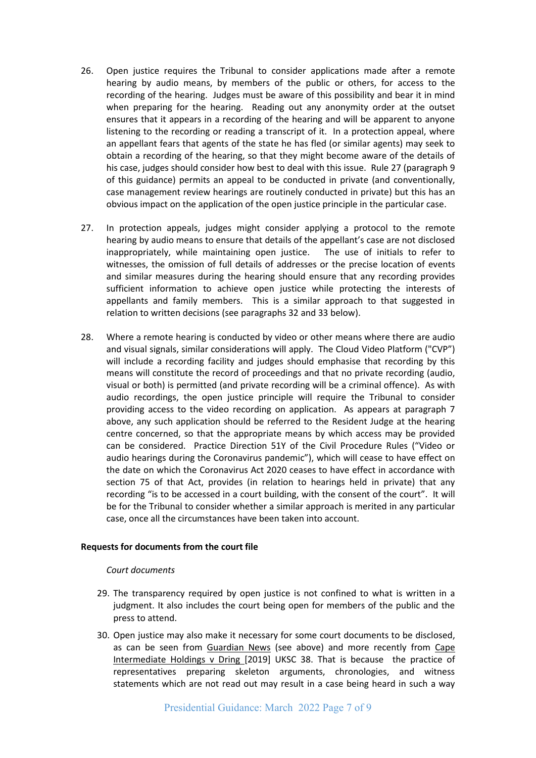26. Open justice requires the Tribunal to consider applications made after a remote hearing by audio means, by members of the public or others, for access to the recording of the hearing. Judges must be aware of this possibility and bear it in mind when preparing for the hearing. Reading out any anonymity order at the outset ensures that it appears in a recording of the hearing and will be apparent to anyone listening to the recording or reading a transcript of it. In a protection appeal, where an appellant fears that agents of the state he has fled (or similar agents) may seek to obtain a recording of the hearing, so that they might become aware of the details of his case, judges should consider how best to deal with this issue. Rule 27 (paragraph 9 of this guidance) permits an appeal to be conducted in private (and conventionally, case management review hearings are routinely conducted in private) but this has an obvious impact on the application of the open justice principle in the particular case.

27. In protection appeals, judges might consider applying a protocol to the remote hearing by audio means to ensure that details of the appellant's case are not disclosed inappropriately, while maintaining open justice. The use of initials to refer to witnesses, the omission of full details of addresses or the precise location of events and similar measures during the hearing should ensure that any recording provides sufficient information to achieve open justice while protecting the interests of appellants and family members. This is a similar approach to that suggested in relation to written decisions (see paragraphs 32 and 33 below).

28. Where a remote hearing is conducted by video or other means where there are audio and visual signals, similar considerations will apply. The Cloud Video Platform ("CVP") will include a recording facility and judges should emphasise that recording by this means will constitute the record of proceedings and that no private recording (audio, visual or both) is permitted (and private recording will be a criminal offence). As with audio recordings, the open justice principle will require the Tribunal to consider providing access to the video recording on application. As appears at paragraph 7 above, any such application should be referred to the Resident Judge at the hearing centre concerned, so that the appropriate means by which access may be provided can be considered. Practice Direction 51Y of the Civil Procedure Rules ("Video or audio hearings during the Coronavirus pandemic"), which will cease to have effect on the date on which the Coronavirus Act 2020 ceases to have effect in accordance with section 75 of that Act, provides (in relation to hearings held in private) that any recording "is to be accessed in a court building, with the consent of the court". It will be for the Tribunal to consider whether a similar approach is merited in any particular case, once all the circumstances have been taken into account.

**Requests for documents from the court file**

*Court documents*

29. The transparency required by open justice is not confined to what is written in a judgment. It also includes the court being open for members of the public and the press to attend.

30. Open justice may also make it necessary for some court documents to be disclosed, as can be seen from Guardian News (see above) and more recently from Cape Intermediate Holdings v Dring [2019] UKSC 38. That is because the practice of representatives preparing skeleton arguments, chronologies, and witness statements which are not read out may result in a case being heard in such a way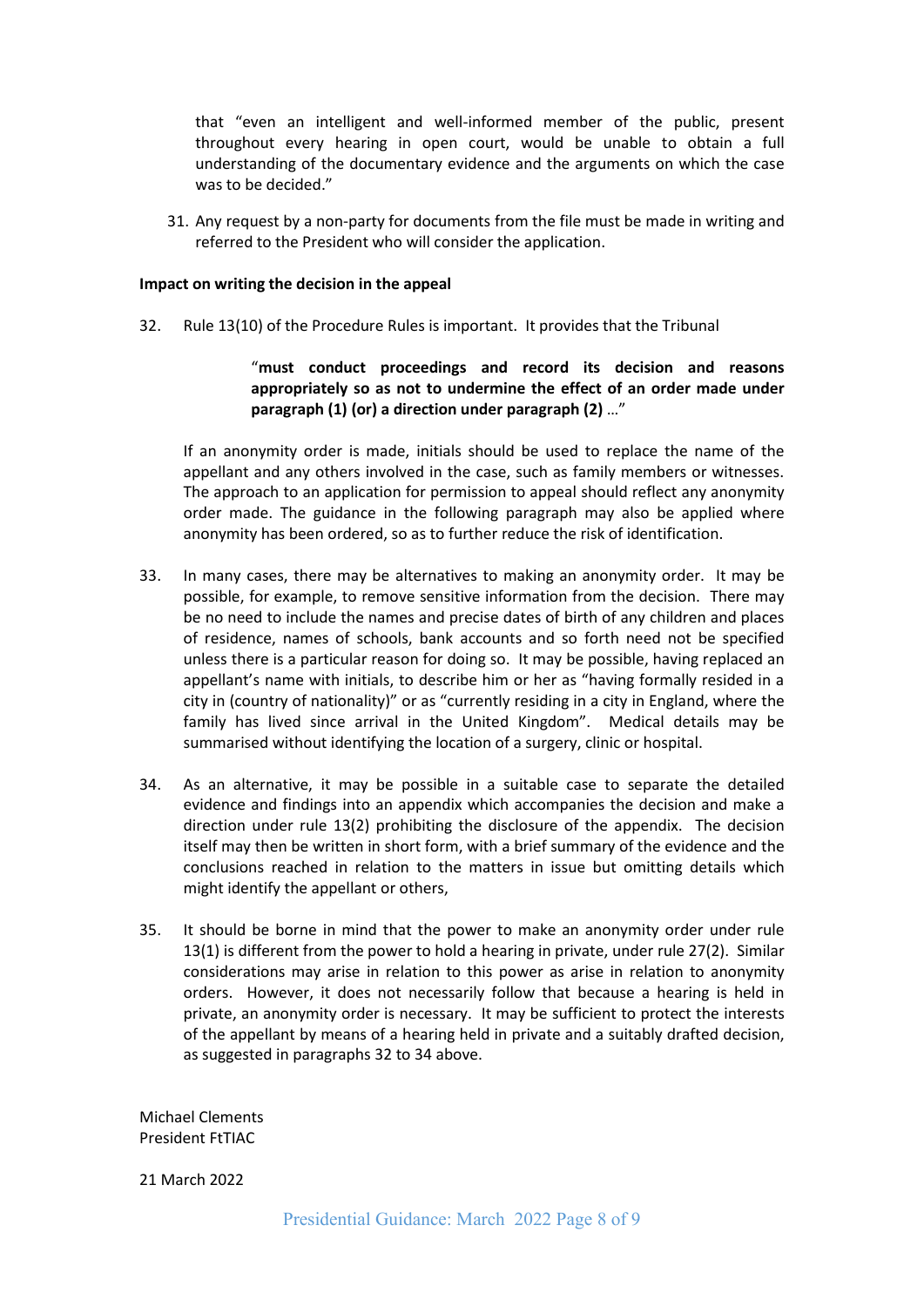that "even an intelligent and well-informed member of the public, present throughout every hearing in open court, would be unable to obtain a full understanding of the documentary evidence and the arguments on which the case was to be decided."

31. Any request by a non-party for documents from the file must be made in writing and referred to the President who will consider the application.

**Impact on writing the decision in the appeal**

32. Rule 13(10) of the Procedure Rules is important. It provides that the Tribunal

> "**must conduct proceedings and record its decision and reasons appropriately so as not to undermine the effect of an order made under paragraph (1) (or) a direction under paragraph (2)** …"

If an anonymity order is made, initials should be used to replace the name of the appellant and any others involved in the case, such as family members or witnesses. The approach to an application for permission to appeal should reflect any anonymity order made. The guidance in the following paragraph may also be applied where anonymity has been ordered, so as to further reduce the risk of identification.

33. In many cases, there may be alternatives to making an anonymity order. It may be possible, for example, to remove sensitive information from the decision. There may be no need to include the names and precise dates of birth of any children and places of residence, names of schools, bank accounts and so forth need not be specified unless there is a particular reason for doing so. It may be possible, having replaced an appellant's name with initials, to describe him or her as "having formally resided in a city in (country of nationality)" or as "currently residing in a city in England, where the family has lived since arrival in the United Kingdom". Medical details may be summarised without identifying the location of a surgery, clinic or hospital.

34. As an alternative, it may be possible in a suitable case to separate the detailed evidence and findings into an appendix which accompanies the decision and make a direction under rule 13(2) prohibiting the disclosure of the appendix. The decision itself may then be written in short form, with a brief summary of the evidence and the conclusions reached in relation to the matters in issue but omitting details which might identify the appellant or others,

35. It should be borne in mind that the power to make an anonymity order under rule 13(1) is different from the power to hold a hearing in private, under rule 27(2). Similar considerations may arise in relation to this power as arise in relation to anonymity orders. However, it does not necessarily follow that because a hearing is held in private, an anonymity order is necessary. It may be sufficient to protect the interests of the appellant by means of a hearing held in private and a suitably drafted decision, as suggested in paragraphs 32 to 34 above.

Michael Clements
President FtTIAC

21 March 2022